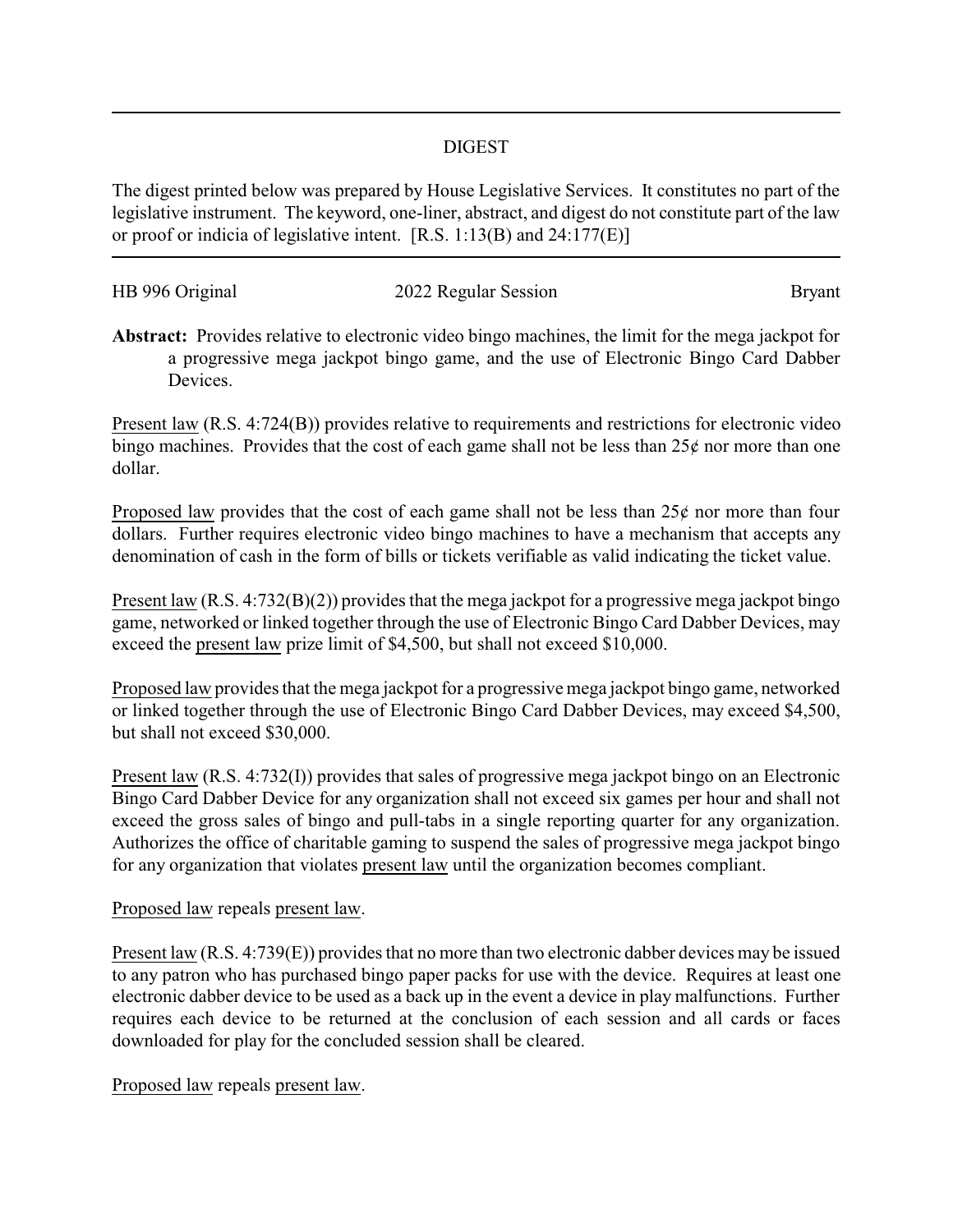# DIGEST

The digest printed below was prepared by House Legislative Services. It constitutes no part of the legislative instrument. The keyword, one-liner, abstract, and digest do not constitute part of the law or proof or indicia of legislative intent. [R.S. 1:13(B) and 24:177(E)]

HB 996 Original | 2022 Regular Session | Bryant

**Abstract:** Provides relative to electronic video bingo machines, the limit for the mega jackpot for a progressive mega jackpot bingo game, and the use of Electronic Bingo Card Dabber Devices.

Present law (R.S. 4:724(B)) provides relative to requirements and restrictions for electronic video bingo machines. Provides that the cost of each game shall not be less than 25¢ nor more than one dollar.

Proposed law provides that the cost of each game shall not be less than 25¢ nor more than four dollars. Further requires electronic video bingo machines to have a mechanism that accepts any denomination of cash in the form of bills or tickets verifiable as valid indicating the ticket value.

Present law (R.S. 4:732(B)(2)) provides that the mega jackpot for a progressive mega jackpot bingo game, networked or linked together through the use of Electronic Bingo Card Dabber Devices, may exceed the present law prize limit of $4,500, but shall not exceed $10,000.

Proposed law provides that the mega jackpot for a progressive mega jackpot bingo game, networked or linked together through the use of Electronic Bingo Card Dabber Devices, may exceed $4,500, but shall not exceed $30,000.

Present law (R.S. 4:732(I)) provides that sales of progressive mega jackpot bingo on an Electronic Bingo Card Dabber Device for any organization shall not exceed six games per hour and shall not exceed the gross sales of bingo and pull-tabs in a single reporting quarter for any organization. Authorizes the office of charitable gaming to suspend the sales of progressive mega jackpot bingo for any organization that violates present law until the organization becomes compliant.

Proposed law repeals present law.

Present law (R.S. 4:739(E)) provides that no more than two electronic dabber devices may be issued to any patron who has purchased bingo paper packs for use with the device. Requires at least one electronic dabber device to be used as a back up in the event a device in play malfunctions. Further requires each device to be returned at the conclusion of each session and all cards or faces downloaded for play for the concluded session shall be cleared.

Proposed law repeals present law.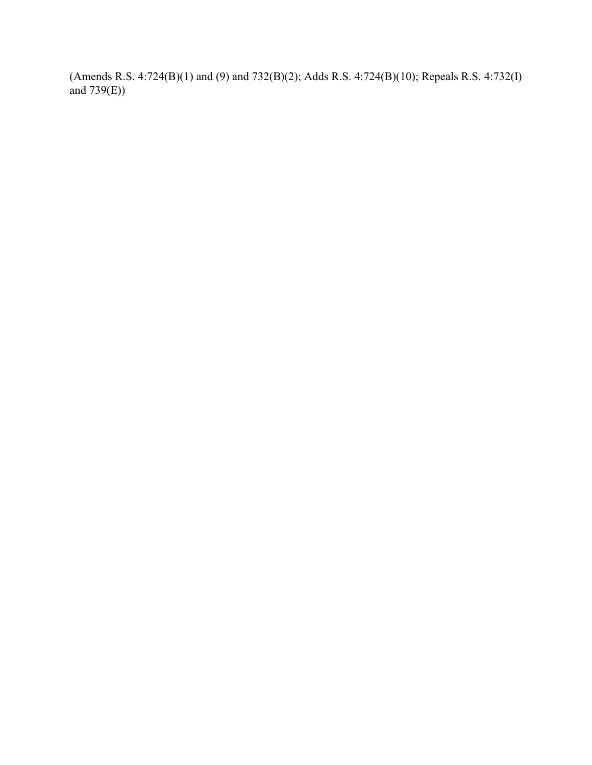(Amends R.S. 4:724(B)(1) and (9) and 732(B)(2); Adds R.S. 4:724(B)(10); Repeals R.S. 4:732(I) and 739(E))